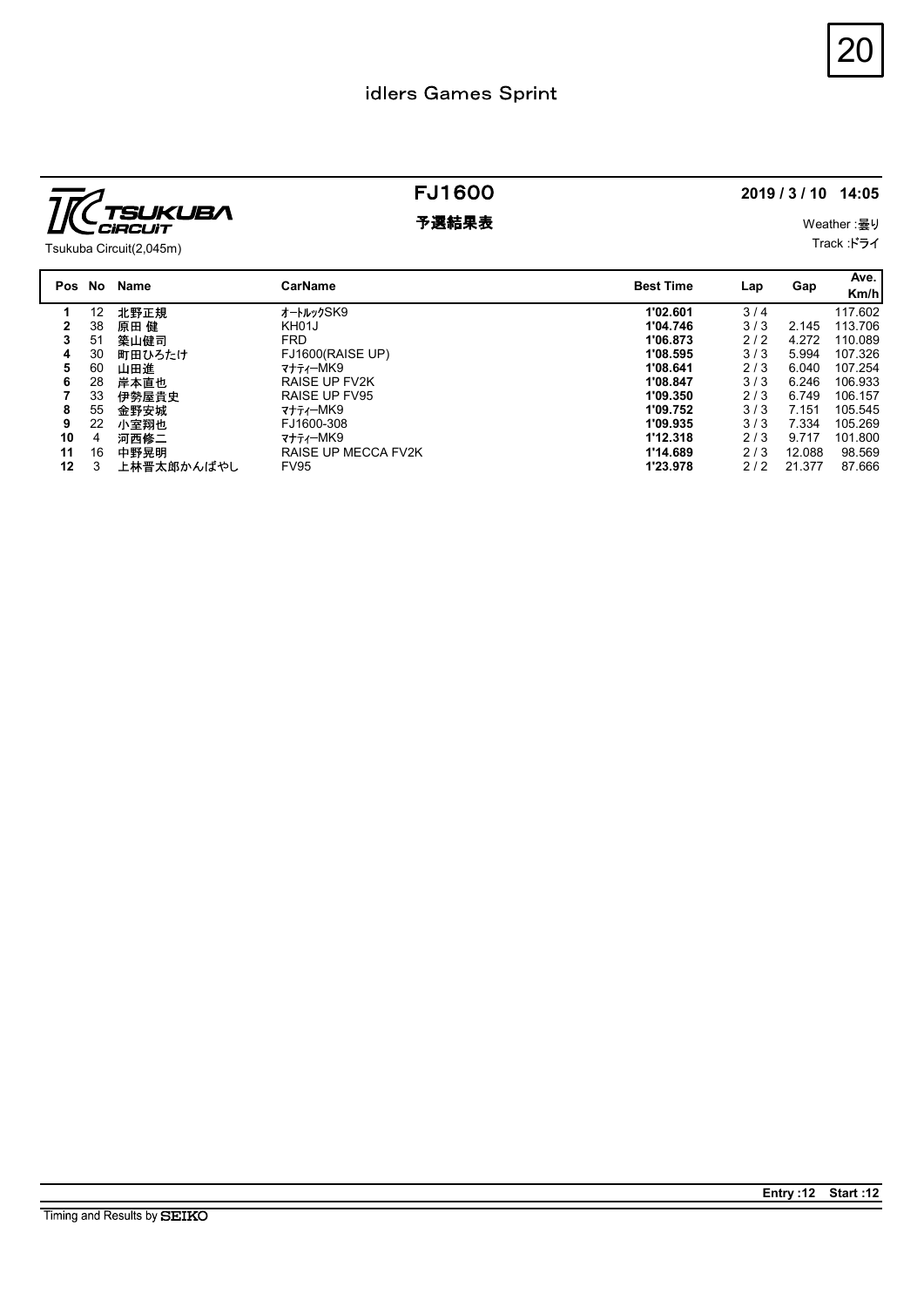## idlers Games Sprint

TSUKUBA CIRCUIT
Tsukuba Circuit(2,045m)

# FJ1600

## 予選結果表

**2019 / 3 / 10 14:05**

Weather :曇り
Track :ドライ

| Pos | No | Name | CarName | Best Time | Lap | Gap | Ave. Km/h |
|---|---|---|---|---|---|---|---|
| 1 | 12 | 北野正規 | ｵｰﾄﾙｯｸSK9 | **1'02.601** | 3 / 4 | | 117.602 |
| 2 | 38 | 原田 健 | KH01J | **1'04.746** | 3 / 3 | 2.145 | 113.706 |
| 3 | 51 | 築山健司 | FRD | **1'06.873** | 2 / 2 | 4.272 | 110.089 |
| 4 | 30 | 町田ひろたけ | FJ1600(RAISE UP) | **1'08.595** | 3 / 3 | 5.994 | 107.326 |
| 5 | 60 | 山田進 | ﾏﾅﾃｨｰMK9 | **1'08.641** | 2 / 3 | 6.040 | 107.254 |
| 6 | 28 | 岸本直也 | RAISE UP FV2K | **1'08.847** | 3 / 3 | 6.246 | 106.933 |
| 7 | 33 | 伊勢屋貴史 | RAISE UP FV95 | **1'09.350** | 2 / 3 | 6.749 | 106.157 |
| 8 | 55 | 金野安城 | ﾏﾅﾃｨｰMK9 | **1'09.752** | 3 / 3 | 7.151 | 105.545 |
| 9 | 22 | 小室翔也 | FJ1600-308 | **1'09.935** | 3 / 3 | 7.334 | 105.269 |
| 10 | 4 | 河西修二 | ﾏﾅﾃｨｰMK9 | **1'12.318** | 2 / 3 | 9.717 | 101.800 |
| 11 | 16 | 中野晃明 | RAISE UP MECCA FV2K | **1'14.689** | 2 / 3 | 12.088 | 98.569 |
| 12 | 3 | 上林晋太郎かんばやし | FV95 | **1'23.978** | 2 / 2 | 21.377 | 87.666 |

**Entry :12 Start :12**

Timing and Results by SEIKO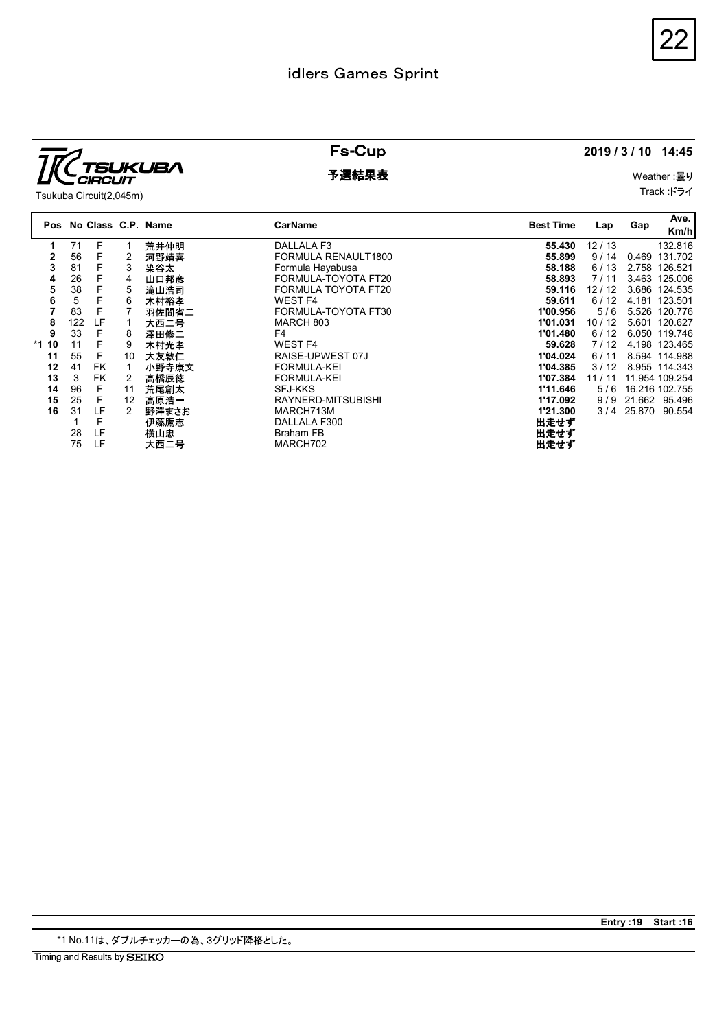# idlers Games Sprint

TSUKUBA CIRCUIT

Tsukuba Circuit(2,045m)

## Fs-Cup

## 予選結果表

**2019 / 3 / 10 14:45**

Weather :曇り

Track :ドライ

| Pos | No | Class | C.P. | Name | CarName | Best Time | Lap | Gap | Ave. Km/h |
|---|---|---|---|---|---|---|---|---|---|
| **1** | 71 | F | 1 | 荒井伸明 | DALLALA F3 | **55.430** | 12 / 13 | | 132.816 |
| **2** | 56 | F | 2 | 河野靖喜 | FORMULA RENAULT1800 | **55.899** | 9 / 14 | 0.469 | 131.702 |
| **3** | 81 | F | 3 | 染谷太 | Formula Hayabusa | **58.188** | 6 / 13 | 2.758 | 126.521 |
| **4** | 26 | F | 4 | 山口邦彦 | FORMULA-TOYOTA FT20 | **58.893** | 7 / 11 | 3.463 | 125.006 |
| **5** | 38 | F | 5 | 滝山浩司 | FORMULA TOYOTA FT20 | **59.116** | 12 / 12 | 3.686 | 124.535 |
| **6** | 5 | F | 6 | 木村裕孝 | WEST F4 | **59.611** | 6 / 12 | 4.181 | 123.501 |
| **7** | 83 | F | 7 | 羽佐間省二 | FORMULA-TOYOTA FT30 | **1'00.956** | 5 / 6 | 5.526 | 120.776 |
| **8** | 122 | LF | 1 | 大西二号 | MARCH 803 | **1'01.031** | 10 / 12 | 5.601 | 120.627 |
| **9** | 33 | F | 8 | 澤田修二 | F4 | **1'01.480** | 6 / 12 | 6.050 | 119.746 |
| *1 **10** | 11 | F | 9 | 木村光孝 | WEST F4 | **59.628** | 7 / 12 | 4.198 | 123.465 |
| **11** | 55 | F | 10 | 大友敦仁 | RAISE-UPWEST 07J | **1'04.024** | 6 / 11 | 8.594 | 114.988 |
| **12** | 41 | FK | 1 | 小野寺康文 | FORMULA-KEI | **1'04.385** | 3 / 12 | 8.955 | 114.343 |
| **13** | 3 | FK | 2 | 高橋辰徳 | FORMULA-KEI | **1'07.384** | 11 / 11 | 11.954 | 109.254 |
| **14** | 96 | F | 11 | 荒尾創太 | SFJ-KKS | **1'11.646** | 5 / 6 | 16.216 | 102.755 |
| **15** | 25 | F | 12 | 高原浩一 | RAYNERD-MITSUBISHI | **1'17.092** | 9 / 9 | 21.662 | 95.496 |
| **16** | 31 | LF | 2 | 野澤まさお | MARCH713M | **1'21.300** | 3 / 4 | 25.870 | 90.554 |
| | 1 | F | | 伊藤鷹志 | DALLALA F300 | **出走せず** | | | |
| | 28 | LF | | 横山忠 | Braham FB | **出走せず** | | | |
| | 75 | LF | | 大西二号 | MARCH702 | **出走せず** | | | |

**Entry :19 Start :16**

*1 No.11は、ダブルチェッカーの為、3グリッド降格とした。

Timing and Results by SEIKO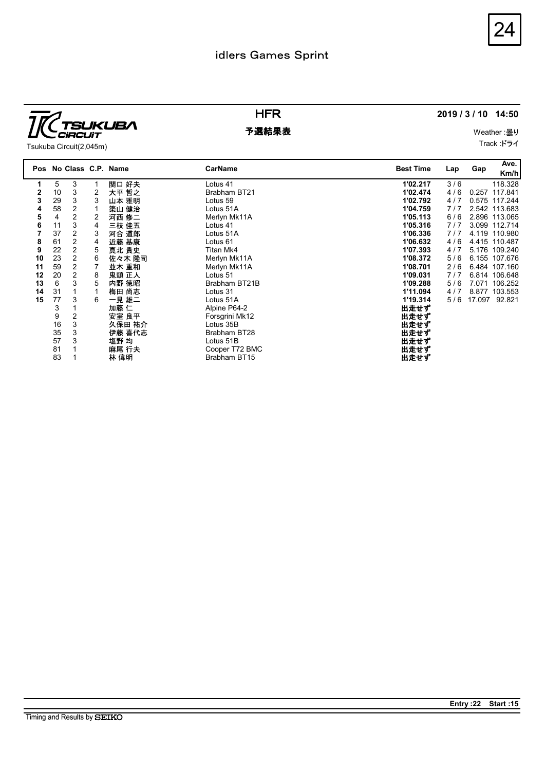## idlers Games Sprint

Tsukuba Circuit(2,045m)

# HFR

## 予選結果表

**2019 / 3 / 10 14:50**

Weather :曇り
Track :ドライ

| Pos | No | Class | C.P. | Name | CarName | Best Time | Lap | Gap | Ave. Km/h |
|---|---|---|---|---|---|---|---|---|---|
| 1 | 5 | 3 | 1 | 関口 好夫 | Lotus 41 | 1'02.217 | 3 / 6 | | 118.328 |
| 2 | 10 | 3 | 2 | 大平 哲之 | Brabham BT21 | 1'02.474 | 4 / 6 | 0.257 | 117.841 |
| 3 | 29 | 3 | 3 | 山本 雅明 | Lotus 59 | 1'02.792 | 4 / 7 | 0.575 | 117.244 |
| 4 | 58 | 2 | 1 | 簗山 健治 | Lotus 51A | 1'04.759 | 7 / 7 | 2.542 | 113.683 |
| 5 | 4 | 2 | 2 | 河西 修二 | Merlyn Mk11A | 1'05.113 | 6 / 6 | 2.896 | 113.065 |
| 6 | 11 | 3 | 4 | 三枝 佳五 | Lotus 41 | 1'05.316 | 7 / 7 | 3.099 | 112.714 |
| 7 | 37 | 2 | 3 | 河合 道郎 | Lotus 51A | 1'06.336 | 7 / 7 | 4.119 | 110.980 |
| 8 | 61 | 2 | 4 | 近藤 基康 | Lotus 61 | 1'06.632 | 4 / 6 | 4.415 | 110.487 |
| 9 | 22 | 2 | 5 | 真北 貴史 | Titan Mk4 | 1'07.393 | 4 / 7 | 5.176 | 109.240 |
| 10 | 23 | 2 | 6 | 佐々木 隆司 | Merlyn Mk11A | 1'08.372 | 5 / 6 | 6.155 | 107.676 |
| 11 | 59 | 2 | 7 | 並木 重和 | Merlyn Mk11A | 1'08.701 | 2 / 6 | 6.484 | 107.160 |
| 12 | 20 | 2 | 8 | 鬼頭 正人 | Lotus 51 | 1'09.031 | 7 / 7 | 6.814 | 106.648 |
| 13 | 6 | 3 | 5 | 内野 徳昭 | Brabham BT21B | 1'09.288 | 5 / 6 | 7.071 | 106.252 |
| 14 | 31 | 1 | 1 | 梅田 尚志 | Lotus 31 | 1'11.094 | 4 / 7 | 8.877 | 103.553 |
| 15 | 77 | 3 | 6 | 一見 雄二 | Lotus 51A | 1'19.314 | 5 / 6 | 17.097 | 92.821 |
| | 3 | 1 | | 加藤 仁 | Alpine P64-2 | 出走せず | | | |
| | 9 | 2 | | 安室 良平 | Forsgrini Mk12 | 出走せず | | | |
| | 16 | 3 | | 久保田 祐介 | Lotus 35B | 出走せず | | | |
| | 35 | 3 | | 伊藤 喜代志 | Brabham BT28 | 出走せず | | | |
| | 57 | 3 | | 塩野 均 | Lotus 51B | 出走せず | | | |
| | 81 | 1 | | 麻尾 行夫 | Cooper T72 BMC | 出走せず | | | |
| | 83 | 1 | | 林 偉明 | Brabham BT15 | 出走せず | | | |

**Entry :22 Start :15**

Timing and Results by SEIKO